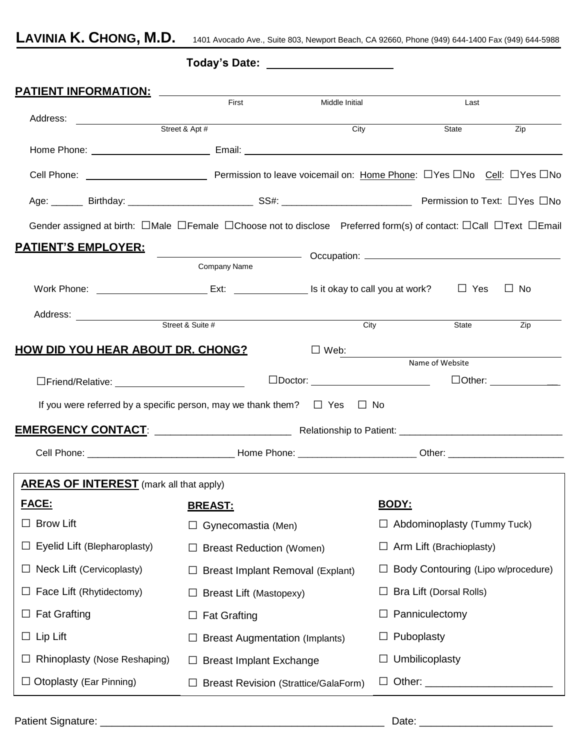# LAVINIA K. CHONG, M.D.

1401 Avocado Ave., Suite 803, Newport Beach, CA 92660, Phone (949) 644-1400 Fax (949) 644-5988

**Today's Date:** ____________________

## PATIENT INFORMATION:

____________________ First ____________________ Middle Initial ____________________ Last

Address: ____________________ Street & Apt # ____________ City ______ State ______ Zip

Home Phone: ____________________ Email: ________________________________

Cell Phone: ____________________ Permission to leave voicemail on: Home Phone: ☐Yes ☐No Cell: ☐Yes ☐No

Age: ______ Birthday: ________________________ SS#: ________________________ Permission to Text: ☐Yes ☐No

Gender assigned at birth: ☐Male ☐Female ☐Choose not to disclose Preferred form(s) of contact: ☐Call ☐Text ☐Email

## PATIENT'S EMPLOYER:

____________________ Company Name Occupation: ____________________

Work Phone: ____________________ Ext: ______________ Is it okay to call you at work? ☐ Yes ☐ No

Address: ____________________ Street & Suite # ____________ City ______ State ______ Zip

## HOW DID YOU HEAR ABOUT DR. CHONG?

☐ Web: ____________________ Name of Website

☐Friend/Relative: ____________________ ☐Doctor: ____________________ ☐Other: ____________

If you were referred by a specific person, may we thank them? ☐ Yes ☐ No

**EMERGENCY CONTACT**: ________________________ Relationship to Patient: ______________________________

Cell Phone: ___________________________ Home Phone: ______________________ Other: ______________________

## AREAS OF INTEREST (mark all that apply)

| FACE: | BREAST: | BODY: |
|---|---|---|
| ☐ Brow Lift | ☐ Gynecomastia (Men) | ☐ Abdominoplasty (Tummy Tuck) |
| ☐ Eyelid Lift (Blepharoplasty) | ☐ Breast Reduction (Women) | ☐ Arm Lift (Brachioplasty) |
| ☐ Neck Lift (Cervicoplasty) | ☐ Breast Implant Removal (Explant) | ☐ Body Contouring (Lipo w/procedure) |
| ☐ Face Lift (Rhytidectomy) | ☐ Breast Lift (Mastopexy) | ☐ Bra Lift (Dorsal Rolls) |
| ☐ Fat Grafting | ☐ Fat Grafting | ☐ Panniculectomy |
| ☐ Lip Lift | ☐ Breast Augmentation (Implants) | ☐ Puboplasty |
| ☐ Rhinoplasty (Nose Reshaping) | ☐ Breast Implant Exchange | ☐ Umbilicoplasty |
| ☐ Otoplasty (Ear Pinning) | ☐ Breast Revision (Strattice/GalaForm) | ☐ Other: ______________________ |

Patient Signature: __________________________________________________ Date: ______________________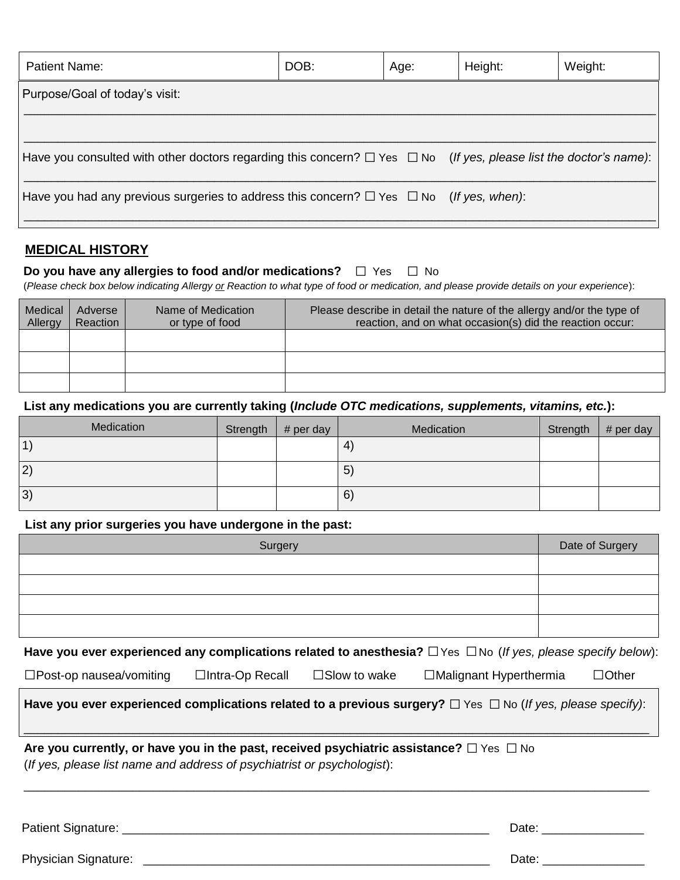| Patient Name: | DOB: | Age: | Height: | Weight: |
|---|---|---|---|---|

Purpose/Goal of today's visit:

______________________________________________________________________________

______________________________________________________________________________

Have you consulted with other doctors regarding this concern? ☐ Yes ☐ No (*If yes, please list the doctor's name)*:

______________________________________________________________________________

Have you had any previous surgeries to address this concern? ☐ Yes ☐ No (*If yes, when)*:

______________________________________________________________________________

## MEDICAL HISTORY

**Do you have any allergies to food and/or medications?** ☐ Yes ☐ No

(*Please check box below indicating Allergy or Reaction to what type of food or medication, and please provide details on your experience*):

| Medical Allergy | Adverse Reaction | Name of Medication or type of food | Please describe in detail the nature of the allergy and/or the type of reaction, and on what occasion(s) did the reaction occur: |
|---|---|---|---|
| | | | |
| | | | |
| | | | |

**List any medications you are currently taking (*Include OTC medications, supplements, vitamins, etc.*):**

| Medication | Strength | # per day | Medication | Strength | # per day |
|---|---|---|---|---|---|
| 1) | | | 4) | | |
| 2) | | | 5) | | |
| 3) | | | 6) | | |

**List any prior surgeries you have undergone in the past:**

| Surgery | Date of Surgery |
|---|---|
| | |
| | |
| | |
| | |

**Have you ever experienced any complications related to anesthesia?** ☐ Yes ☐ No (*If yes, please specify below*):

☐Post-op nausea/vomiting ☐Intra-Op Recall ☐Slow to wake ☐Malignant Hyperthermia ☐Other

**Have you ever experienced complications related to a previous surgery?** ☐ Yes ☐ No (*If yes, please specify)*:

______________________________________________________________________________

**Are you currently, or have you in the past, received psychiatric assistance?** ☐ Yes ☐ No

(*If yes, please list name and address of psychiatrist or psychologist*):

______________________________________________________________________________

Patient Signature: ______________________________________________ Date: _______________

Physician Signature: ____________________________________________ Date: _______________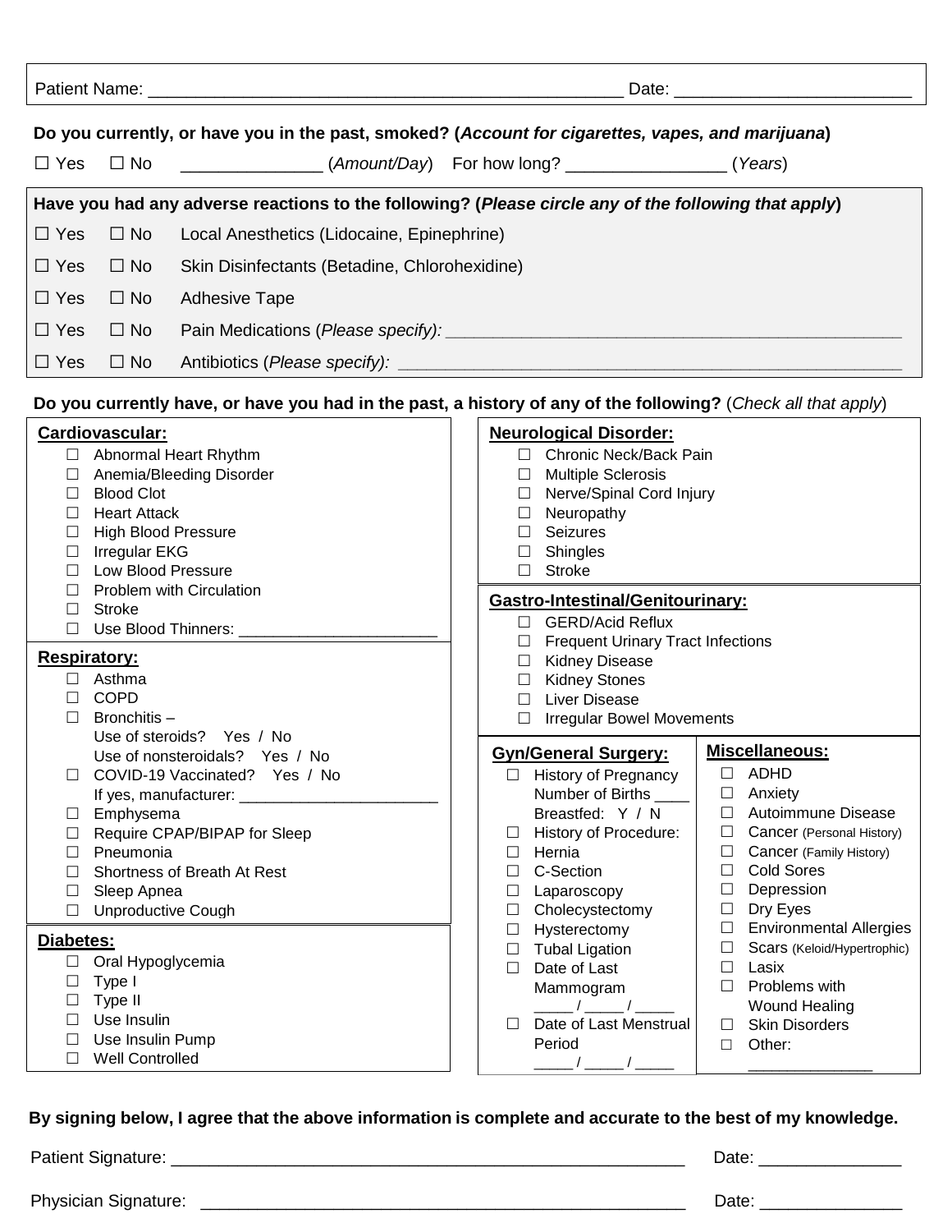Patient Name: ________________________________________________ Date: ________________________

**Do you currently, or have you in the past, smoked? (*Account for cigarettes, vapes, and marijuana*)**

☐ Yes ☐ No _______________ (*Amount/Day*) For how long? _________________ (*Years*)

**Have you had any adverse reactions to the following? (*Please circle any of the following that apply*)**

☐ Yes ☐ No Local Anesthetics (Lidocaine, Epinephrine)

☐ Yes ☐ No Skin Disinfectants (Betadine, Chlorohexidine)

☐ Yes ☐ No Adhesive Tape

☐ Yes ☐ No Pain Medications (*Please specify):* ________________________________________________

☐ Yes ☐ No Antibiotics (*Please specify):* ______________________________________________________

**Do you currently have, or have you had in the past, a history of any of the following?** (*Check all that apply*)

**Cardiovascular:**

- ☐ Abnormal Heart Rhythm
- ☐ Anemia/Bleeding Disorder
- ☐ Blood Clot
- ☐ Heart Attack
- ☐ High Blood Pressure
- ☐ Irregular EKG
- ☐ Low Blood Pressure
- ☐ Problem with Circulation
- ☐ Stroke
- ☐ Use Blood Thinners: ______________________

**Respiratory:**

- ☐ Asthma
- ☐ COPD
- ☐ Bronchitis –
  Use of steroids? Yes / No
  Use of nonsteroidals? Yes / No
- ☐ COVID-19 Vaccinated? Yes / No
  If yes, manufacturer: _______________________
- ☐ Emphysema
- ☐ Require CPAP/BIPAP for Sleep
- ☐ Pneumonia
- ☐ Shortness of Breath At Rest
- ☐ Sleep Apnea
- ☐ Unproductive Cough

**Diabetes:**

- ☐ Oral Hypoglycemia
- ☐ Type I
- ☐ Type II
- ☐ Use Insulin
- ☐ Use Insulin Pump
- ☐ Well Controlled

**Neurological Disorder:**

- ☐ Chronic Neck/Back Pain
- ☐ Multiple Sclerosis
- ☐ Nerve/Spinal Cord Injury
- ☐ Neuropathy
- ☐ Seizures
- ☐ Shingles
- ☐ Stroke

**Gastro-Intestinal/Genitourinary:**

- ☐ GERD/Acid Reflux
- ☐ Frequent Urinary Tract Infections
- ☐ Kidney Disease
- ☐ Kidney Stones
- ☐ Liver Disease
- ☐ Irregular Bowel Movements

**Gyn/General Surgery:**

- ☐ History of Pregnancy
  Number of Births ____
  Breastfed: Y / N
- ☐ History of Procedure:
- ☐ Hernia
- ☐ C-Section
- ☐ Laparoscopy
- ☐ Cholecystectomy
- ☐ Hysterectomy
- ☐ Tubal Ligation
- ☐ Date of Last Mammogram
  _____ / _____ / _____
- ☐ Date of Last Menstrual Period
  _____ / _____ / _____

**Miscellaneous:**

- ☐ ADHD
- ☐ Anxiety
- ☐ Autoimmune Disease
- ☐ Cancer (Personal History)
- ☐ Cancer (Family History)
- ☐ Cold Sores
- ☐ Depression
- ☐ Dry Eyes
- ☐ Environmental Allergies
- ☐ Scars (Keloid/Hypertrophic)
- ☐ Lasix
- ☐ Problems with Wound Healing
- ☐ Skin Disorders
- ☐ Other:
  _______________

**By signing below, I agree that the above information is complete and accurate to the best of my knowledge.**

Patient Signature: ________________________________________________________ Date: _______________

Physician Signature: ______________________________________________________ Date: _______________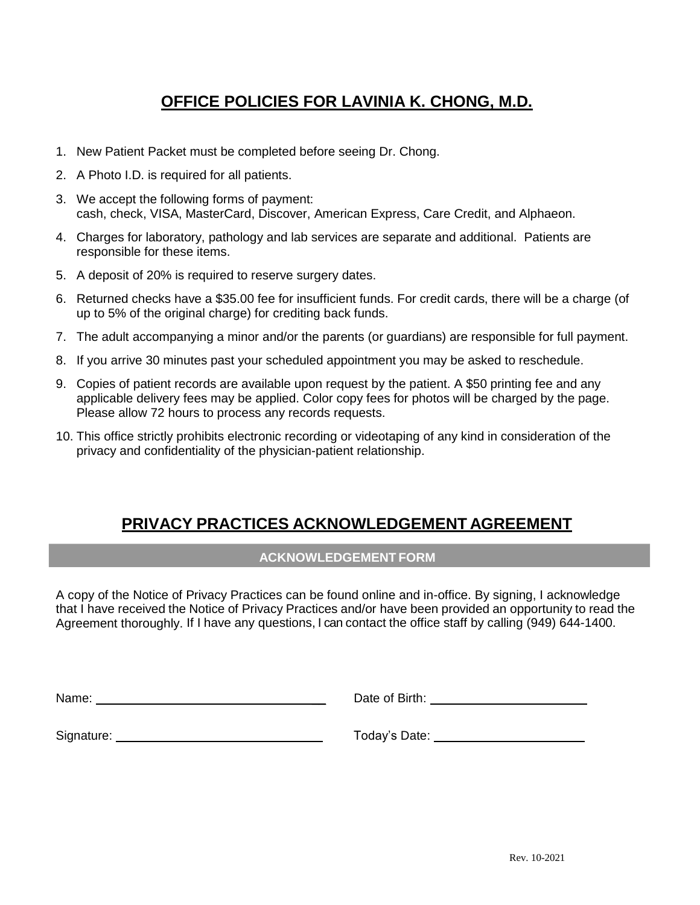# OFFICE POLICIES FOR LAVINIA K. CHONG, M.D.

1. New Patient Packet must be completed before seeing Dr. Chong.
2. A Photo I.D. is required for all patients.
3. We accept the following forms of payment:
   cash, check, VISA, MasterCard, Discover, American Express, Care Credit, and Alphaeon.
4. Charges for laboratory, pathology and lab services are separate and additional. Patients are responsible for these items.
5. A deposit of 20% is required to reserve surgery dates.
6. Returned checks have a $35.00 fee for insufficient funds. For credit cards, there will be a charge (of up to 5% of the original charge) for crediting back funds.
7. The adult accompanying a minor and/or the parents (or guardians) are responsible for full payment.
8. If you arrive 30 minutes past your scheduled appointment you may be asked to reschedule.
9. Copies of patient records are available upon request by the patient. A $50 printing fee and any applicable delivery fees may be applied. Color copy fees for photos will be charged by the page. Please allow 72 hours to process any records requests.
10. This office strictly prohibits electronic recording or videotaping of any kind in consideration of the privacy and confidentiality of the physician-patient relationship.

# PRIVACY PRACTICES ACKNOWLEDGEMENT AGREEMENT

## ACKNOWLEDGEMENT FORM

A copy of the Notice of Privacy Practices can be found online and in-office. By signing, I acknowledge that I have received the Notice of Privacy Practices and/or have been provided an opportunity to read the Agreement thoroughly. If I have any questions, I can contact the office staff by calling (949) 644-1400.

Name: ______________________________ Date of Birth: ____________________

Signature: ___________________________ Today's Date: ____________________

Rev. 10-2021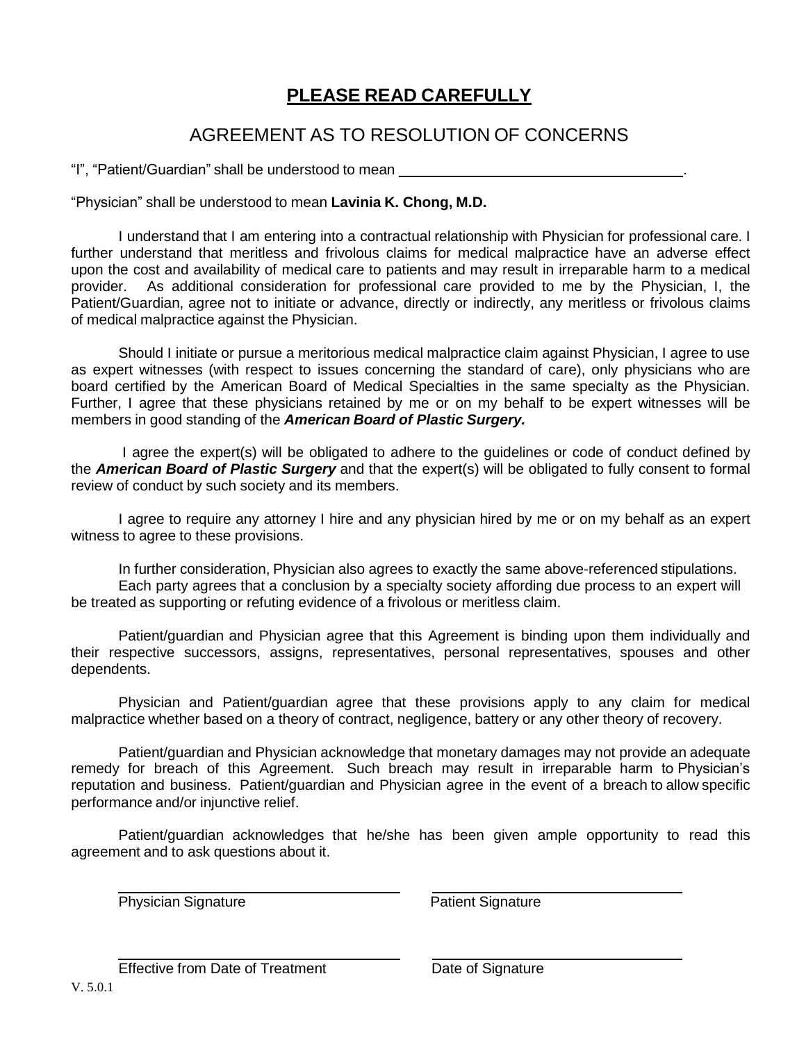# **PLEASE READ CAREFULLY**

## AGREEMENT AS TO RESOLUTION OF CONCERNS

"I", "Patient/Guardian" shall be understood to mean ____________________________________.

"Physician" shall be understood to mean **Lavinia K. Chong, M.D.**

I understand that I am entering into a contractual relationship with Physician for professional care. I further understand that meritless and frivolous claims for medical malpractice have an adverse effect upon the cost and availability of medical care to patients and may result in irreparable harm to a medical provider. As additional consideration for professional care provided to me by the Physician, I, the Patient/Guardian, agree not to initiate or advance, directly or indirectly, any meritless or frivolous claims of medical malpractice against the Physician.

Should I initiate or pursue a meritorious medical malpractice claim against Physician, I agree to use as expert witnesses (with respect to issues concerning the standard of care), only physicians who are board certified by the American Board of Medical Specialties in the same specialty as the Physician. Further, I agree that these physicians retained by me or on my behalf to be expert witnesses will be members in good standing of the ***American Board of Plastic Surgery.***

I agree the expert(s) will be obligated to adhere to the guidelines or code of conduct defined by the ***American Board of Plastic Surgery*** and that the expert(s) will be obligated to fully consent to formal review of conduct by such society and its members.

I agree to require any attorney I hire and any physician hired by me or on my behalf as an expert witness to agree to these provisions.

In further consideration, Physician also agrees to exactly the same above-referenced stipulations.

Each party agrees that a conclusion by a specialty society affording due process to an expert will be treated as supporting or refuting evidence of a frivolous or meritless claim.

Patient/guardian and Physician agree that this Agreement is binding upon them individually and their respective successors, assigns, representatives, personal representatives, spouses and other dependents.

Physician and Patient/guardian agree that these provisions apply to any claim for medical malpractice whether based on a theory of contract, negligence, battery or any other theory of recovery.

Patient/guardian and Physician acknowledge that monetary damages may not provide an adequate remedy for breach of this Agreement. Such breach may result in irreparable harm to Physician's reputation and business. Patient/guardian and Physician agree in the event of a breach to allow specific performance and/or injunctive relief.

Patient/guardian acknowledges that he/she has been given ample opportunity to read this agreement and to ask questions about it.

______________________________ Physician Signature

______________________________ Patient Signature

______________________________ Effective from Date of Treatment

______________________________ Date of Signature

V. 5.0.1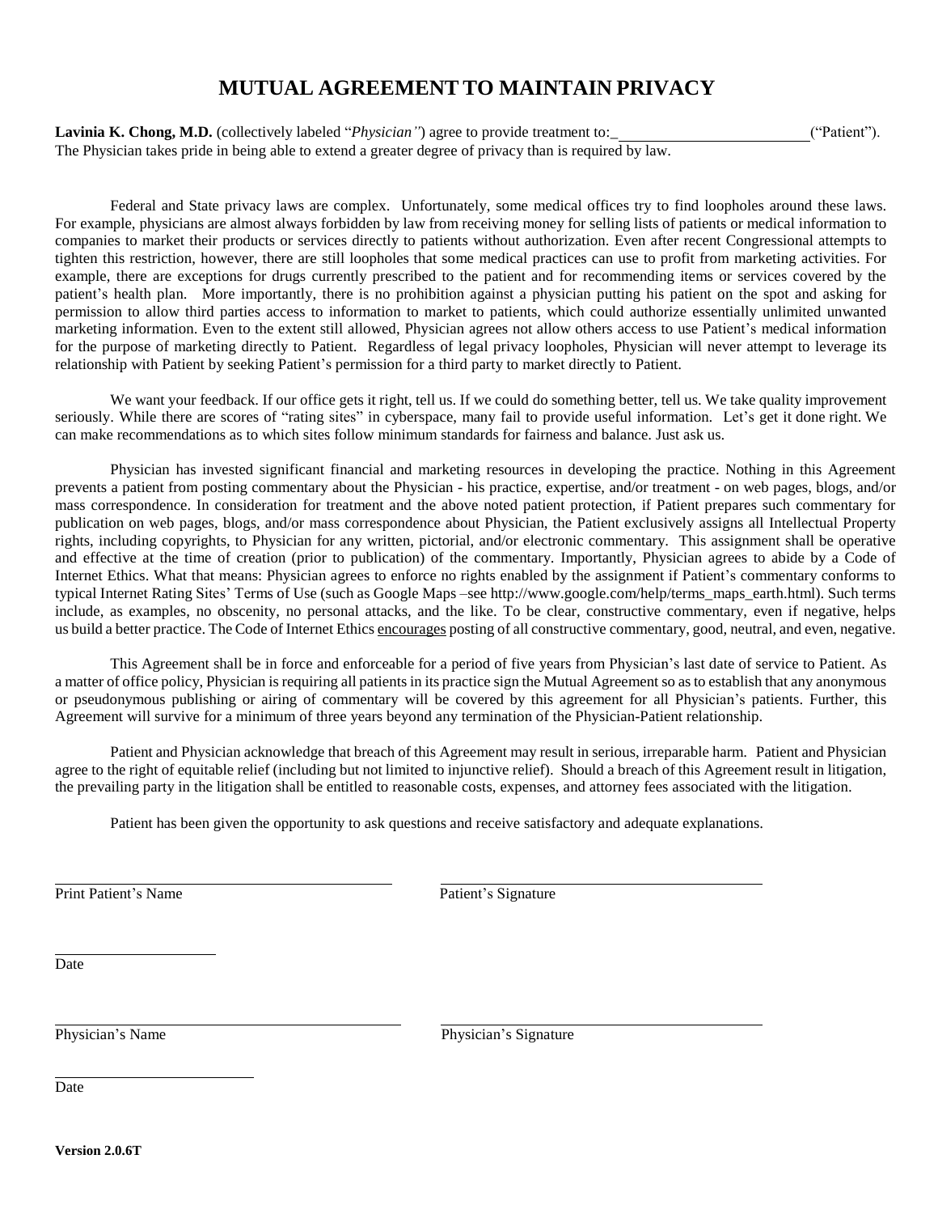# MUTUAL AGREEMENT TO MAINTAIN PRIVACY

**Lavinia K. Chong, M.D.** (collectively labeled "*Physician"*) agree to provide treatment to:\_\_\_\_\_\_\_\_\_\_\_\_\_\_\_\_\_\_\_\_\_\_\_\_\_ ("Patient"). The Physician takes pride in being able to extend a greater degree of privacy than is required by law.

Federal and State privacy laws are complex. Unfortunately, some medical offices try to find loopholes around these laws. For example, physicians are almost always forbidden by law from receiving money for selling lists of patients or medical information to companies to market their products or services directly to patients without authorization. Even after recent Congressional attempts to tighten this restriction, however, there are still loopholes that some medical practices can use to profit from marketing activities. For example, there are exceptions for drugs currently prescribed to the patient and for recommending items or services covered by the patient's health plan. More importantly, there is no prohibition against a physician putting his patient on the spot and asking for permission to allow third parties access to information to market to patients, which could authorize essentially unlimited unwanted marketing information. Even to the extent still allowed, Physician agrees not allow others access to use Patient's medical information for the purpose of marketing directly to Patient. Regardless of legal privacy loopholes, Physician will never attempt to leverage its relationship with Patient by seeking Patient's permission for a third party to market directly to Patient.

We want your feedback. If our office gets it right, tell us. If we could do something better, tell us. We take quality improvement seriously. While there are scores of "rating sites" in cyberspace, many fail to provide useful information. Let's get it done right. We can make recommendations as to which sites follow minimum standards for fairness and balance. Just ask us.

Physician has invested significant financial and marketing resources in developing the practice. Nothing in this Agreement prevents a patient from posting commentary about the Physician - his practice, expertise, and/or treatment - on web pages, blogs, and/or mass correspondence. In consideration for treatment and the above noted patient protection, if Patient prepares such commentary for publication on web pages, blogs, and/or mass correspondence about Physician, the Patient exclusively assigns all Intellectual Property rights, including copyrights, to Physician for any written, pictorial, and/or electronic commentary. This assignment shall be operative and effective at the time of creation (prior to publication) of the commentary. Importantly, Physician agrees to abide by a Code of Internet Ethics. What that means: Physician agrees to enforce no rights enabled by the assignment if Patient's commentary conforms to typical Internet Rating Sites' Terms of Use (such as Google Maps –see http://www.google.com/help/terms_maps_earth.html). Such terms include, as examples, no obscenity, no personal attacks, and the like. To be clear, constructive commentary, even if negative, helps us build a better practice. The Code of Internet Ethics <u>encourages</u> posting of all constructive commentary, good, neutral, and even, negative.

This Agreement shall be in force and enforceable for a period of five years from Physician's last date of service to Patient. As a matter of office policy, Physician is requiring all patients in its practice sign the Mutual Agreement so as to establish that any anonymous or pseudonymous publishing or airing of commentary will be covered by this agreement for all Physician's patients. Further, this Agreement will survive for a minimum of three years beyond any termination of the Physician-Patient relationship.

Patient and Physician acknowledge that breach of this Agreement may result in serious, irreparable harm. Patient and Physician agree to the right of equitable relief (including but not limited to injunctive relief). Should a breach of this Agreement result in litigation, the prevailing party in the litigation shall be entitled to reasonable costs, expenses, and attorney fees associated with the litigation.

Patient has been given the opportunity to ask questions and receive satisfactory and adequate explanations.

\_\_\_\_\_\_\_\_\_\_\_\_\_\_\_\_\_\_\_\_\_\_\_\_\_\_\_\_ \_\_\_\_\_\_\_\_\_\_\_\_\_\_\_\_\_\_\_\_\_\_\_\_\_\_\_\_
Print Patient's Name Patient's Signature

\_\_\_\_\_\_\_\_\_\_\_\_\_\_\_\_
Date

\_\_\_\_\_\_\_\_\_\_\_\_\_\_\_\_\_\_\_\_\_\_\_\_\_\_\_\_ \_\_\_\_\_\_\_\_\_\_\_\_\_\_\_\_\_\_\_\_\_\_\_\_\_\_\_\_
Physician's Name Physician's Signature

\_\_\_\_\_\_\_\_\_\_\_\_\_\_\_\_
Date

**Version 2.0.6T**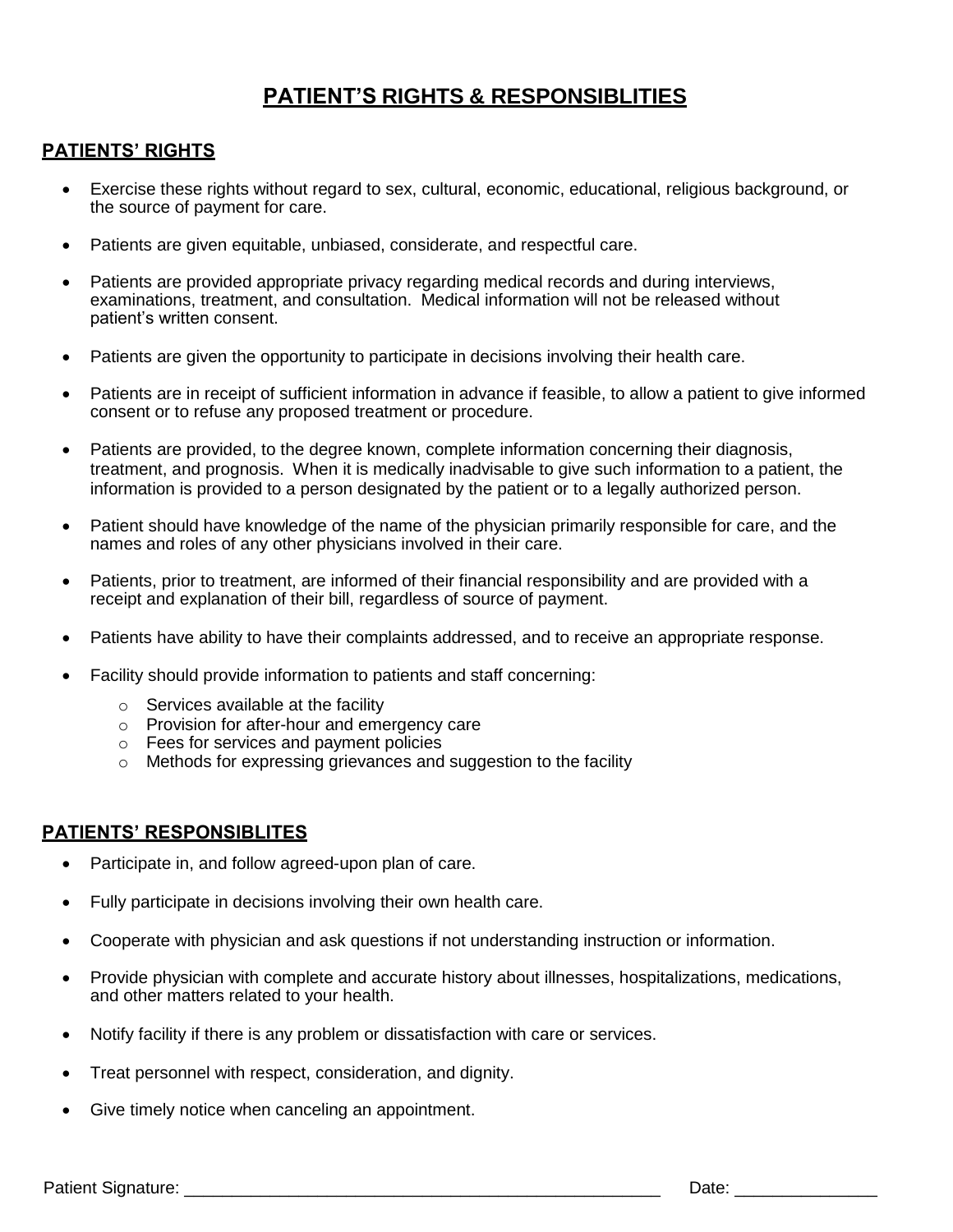# PATIENT'S RIGHTS & RESPONSIBLITIES

## PATIENTS' RIGHTS

- Exercise these rights without regard to sex, cultural, economic, educational, religious background, or the source of payment for care.
- Patients are given equitable, unbiased, considerate, and respectful care.
- Patients are provided appropriate privacy regarding medical records and during interviews, examinations, treatment, and consultation. Medical information will not be released without patient's written consent.
- Patients are given the opportunity to participate in decisions involving their health care.
- Patients are in receipt of sufficient information in advance if feasible, to allow a patient to give informed consent or to refuse any proposed treatment or procedure.
- Patients are provided, to the degree known, complete information concerning their diagnosis, treatment, and prognosis. When it is medically inadvisable to give such information to a patient, the information is provided to a person designated by the patient or to a legally authorized person.
- Patient should have knowledge of the name of the physician primarily responsible for care, and the names and roles of any other physicians involved in their care.
- Patients, prior to treatment, are informed of their financial responsibility and are provided with a receipt and explanation of their bill, regardless of source of payment.
- Patients have ability to have their complaints addressed, and to receive an appropriate response.
- Facility should provide information to patients and staff concerning:
  - Services available at the facility
  - Provision for after-hour and emergency care
  - Fees for services and payment policies
  - Methods for expressing grievances and suggestion to the facility

## PATIENTS' RESPONSIBLITES

- Participate in, and follow agreed-upon plan of care.
- Fully participate in decisions involving their own health care.
- Cooperate with physician and ask questions if not understanding instruction or information.
- Provide physician with complete and accurate history about illnesses, hospitalizations, medications, and other matters related to your health.
- Notify facility if there is any problem or dissatisfaction with care or services.
- Treat personnel with respect, consideration, and dignity.
- Give timely notice when canceling an appointment.

Patient Signature: ____________________________________________________ Date: _______________